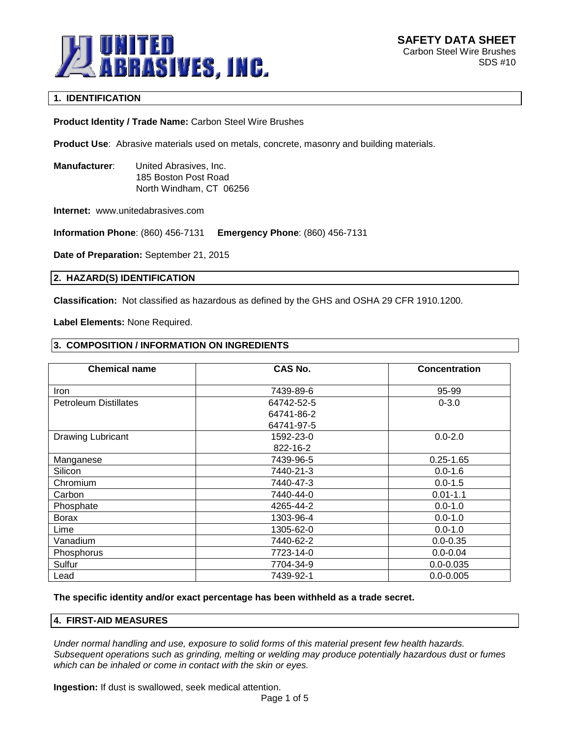**UNITED ABRASIVES, INC.**

# SAFETY DATA SHEET

Carbon Steel Wire Brushes
SDS #10

## 1. IDENTIFICATION

**Product Identity / Trade Name:** Carbon Steel Wire Brushes

**Product Use**: Abrasive materials used on metals, concrete, masonry and building materials.

**Manufacturer**: United Abrasives, Inc.
185 Boston Post Road
North Windham, CT 06256

**Internet:** www.unitedabrasives.com

**Information Phone**: (860) 456-7131 **Emergency Phone**: (860) 456-7131

**Date of Preparation:** September 21, 2015

## 2. HAZARD(S) IDENTIFICATION

**Classification:** Not classified as hazardous as defined by the GHS and OSHA 29 CFR 1910.1200.

**Label Elements:** None Required.

## 3. COMPOSITION / INFORMATION ON INGREDIENTS

| Chemical name | CAS No. | Concentration |
|---|---|---|
| Iron | 7439-89-6 | 95-99 |
| Petroleum Distillates | 64742-52-5<br>64741-86-2<br>64741-97-5 | 0-3.0 |
| Drawing Lubricant | 1592-23-0<br>822-16-2 | 0.0-2.0 |
| Manganese | 7439-96-5 | 0.25-1.65 |
| Silicon | 7440-21-3 | 0.0-1.6 |
| Chromium | 7440-47-3 | 0.0-1.5 |
| Carbon | 7440-44-0 | 0.01-1.1 |
| Phosphate | 4265-44-2 | 0.0-1.0 |
| Borax | 1303-96-4 | 0.0-1.0 |
| Lime | 1305-62-0 | 0.0-1.0 |
| Vanadium | 7440-62-2 | 0.0-0.35 |
| Phosphorus | 7723-14-0 | 0.0-0.04 |
| Sulfur | 7704-34-9 | 0.0-0.035 |
| Lead | 7439-92-1 | 0.0-0.005 |

**The specific identity and/or exact percentage has been withheld as a trade secret.**

## 4. FIRST-AID MEASURES

*Under normal handling and use, exposure to solid forms of this material present few health hazards. Subsequent operations such as grinding, melting or welding may produce potentially hazardous dust or fumes which can be inhaled or come in contact with the skin or eyes.*

**Ingestion:** If dust is swallowed, seek medical attention.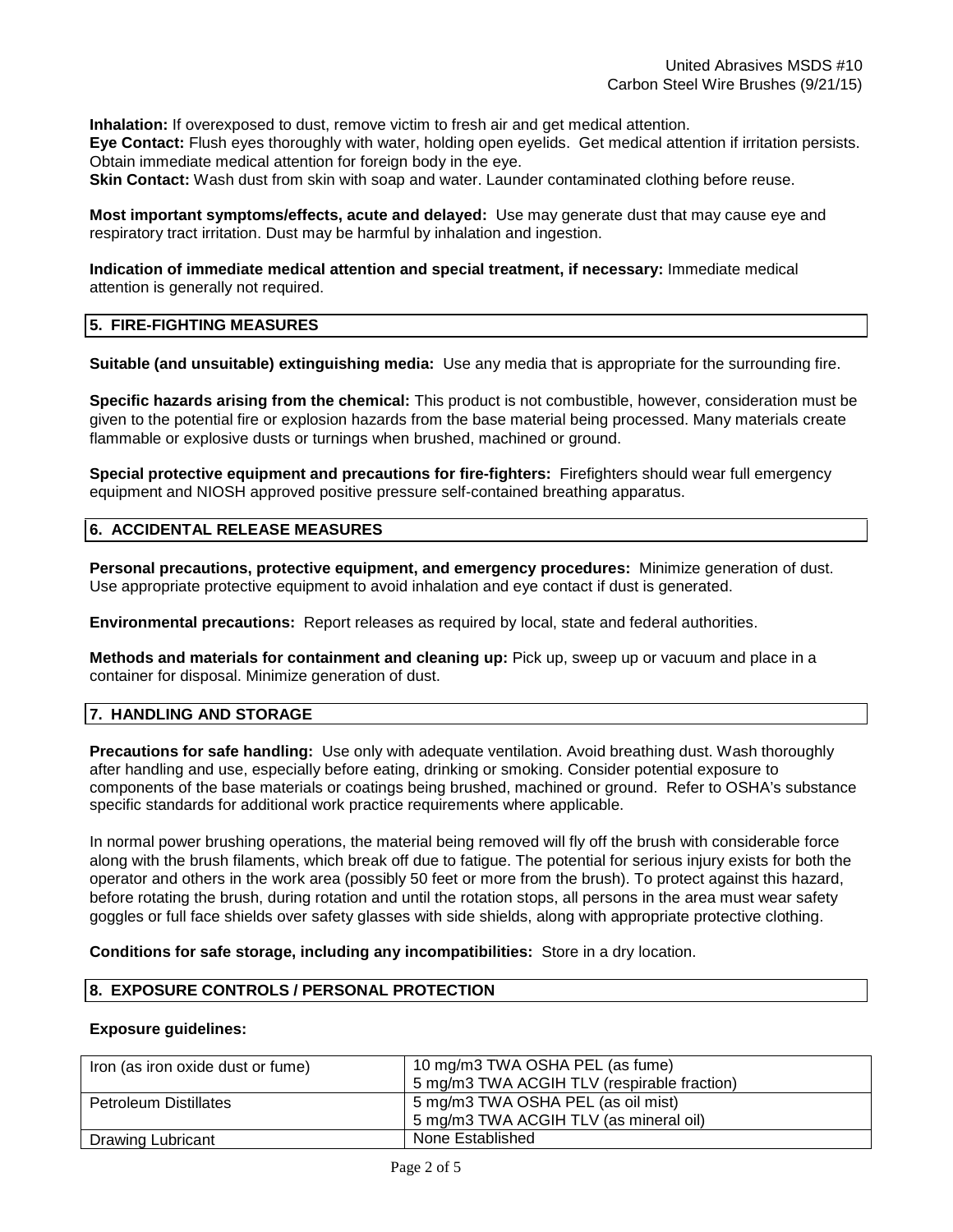**Inhalation:** If overexposed to dust, remove victim to fresh air and get medical attention.
**Eye Contact:** Flush eyes thoroughly with water, holding open eyelids. Get medical attention if irritation persists. Obtain immediate medical attention for foreign body in the eye.
**Skin Contact:** Wash dust from skin with soap and water. Launder contaminated clothing before reuse.

**Most important symptoms/effects, acute and delayed:** Use may generate dust that may cause eye and respiratory tract irritation. Dust may be harmful by inhalation and ingestion.

**Indication of immediate medical attention and special treatment, if necessary:** Immediate medical attention is generally not required.

## 5. FIRE-FIGHTING MEASURES

**Suitable (and unsuitable) extinguishing media:** Use any media that is appropriate for the surrounding fire.

**Specific hazards arising from the chemical:** This product is not combustible, however, consideration must be given to the potential fire or explosion hazards from the base material being processed. Many materials create flammable or explosive dusts or turnings when brushed, machined or ground.

**Special protective equipment and precautions for fire-fighters:** Firefighters should wear full emergency equipment and NIOSH approved positive pressure self-contained breathing apparatus.

## 6. ACCIDENTAL RELEASE MEASURES

**Personal precautions, protective equipment, and emergency procedures:** Minimize generation of dust. Use appropriate protective equipment to avoid inhalation and eye contact if dust is generated.

**Environmental precautions:** Report releases as required by local, state and federal authorities.

**Methods and materials for containment and cleaning up:** Pick up, sweep up or vacuum and place in a container for disposal. Minimize generation of dust.

## 7. HANDLING AND STORAGE

**Precautions for safe handling:** Use only with adequate ventilation. Avoid breathing dust. Wash thoroughly after handling and use, especially before eating, drinking or smoking. Consider potential exposure to components of the base materials or coatings being brushed, machined or ground. Refer to OSHA's substance specific standards for additional work practice requirements where applicable.

In normal power brushing operations, the material being removed will fly off the brush with considerable force along with the brush filaments, which break off due to fatigue. The potential for serious injury exists for both the operator and others in the work area (possibly 50 feet or more from the brush). To protect against this hazard, before rotating the brush, during rotation and until the rotation stops, all persons in the area must wear safety goggles or full face shields over safety glasses with side shields, along with appropriate protective clothing.

**Conditions for safe storage, including any incompatibilities:** Store in a dry location.

## 8. EXPOSURE CONTROLS / PERSONAL PROTECTION

**Exposure guidelines:**

| Component | Exposure Limits |
|---|---|
| Iron (as iron oxide dust or fume) | 10 mg/m3 TWA OSHA PEL (as fume)<br>5 mg/m3 TWA ACGIH TLV (respirable fraction) |
| Petroleum Distillates | 5 mg/m3 TWA OSHA PEL (as oil mist)<br>5 mg/m3 TWA ACGIH TLV (as mineral oil) |
| Drawing Lubricant | None Established |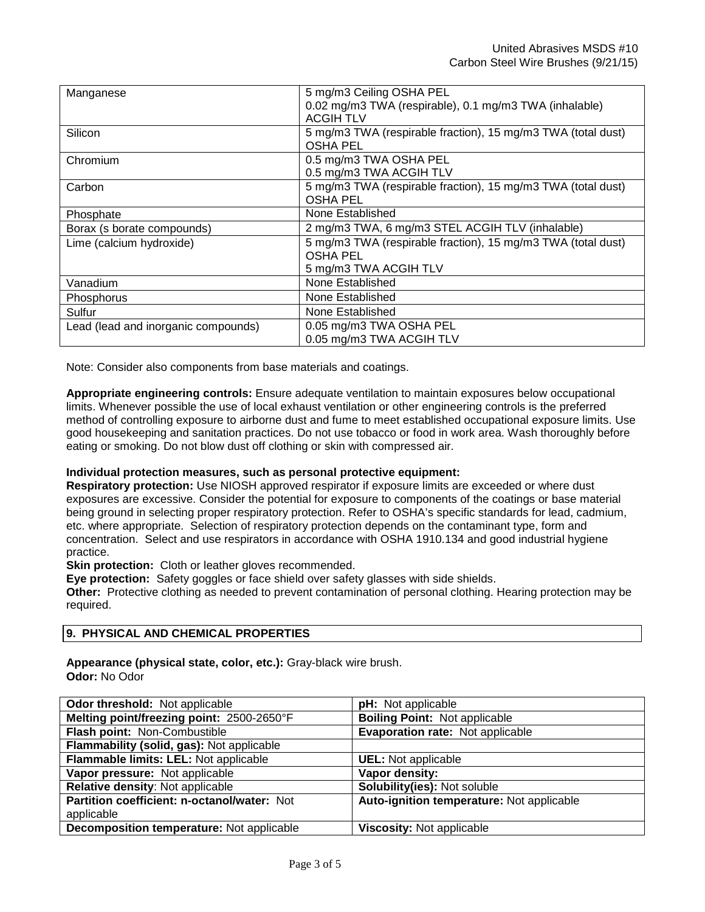| | |
|---|---|
| Manganese | 5 mg/m3 Ceiling OSHA PEL<br>0.02 mg/m3 TWA (respirable), 0.1 mg/m3 TWA (inhalable) ACGIH TLV |
| Silicon | 5 mg/m3 TWA (respirable fraction), 15 mg/m3 TWA (total dust) OSHA PEL |
| Chromium | 0.5 mg/m3 TWA OSHA PEL<br>0.5 mg/m3 TWA ACGIH TLV |
| Carbon | 5 mg/m3 TWA (respirable fraction), 15 mg/m3 TWA (total dust) OSHA PEL |
| Phosphate | None Established |
| Borax (s borate compounds) | 2 mg/m3 TWA, 6 mg/m3 STEL ACGIH TLV (inhalable) |
| Lime (calcium hydroxide) | 5 mg/m3 TWA (respirable fraction), 15 mg/m3 TWA (total dust) OSHA PEL<br>5 mg/m3 TWA ACGIH TLV |
| Vanadium | None Established |
| Phosphorus | None Established |
| Sulfur | None Established |
| Lead (lead and inorganic compounds) | 0.05 mg/m3 TWA OSHA PEL<br>0.05 mg/m3 TWA ACGIH TLV |

Note: Consider also components from base materials and coatings.

**Appropriate engineering controls:** Ensure adequate ventilation to maintain exposures below occupational limits. Whenever possible the use of local exhaust ventilation or other engineering controls is the preferred method of controlling exposure to airborne dust and fume to meet established occupational exposure limits. Use good housekeeping and sanitation practices. Do not use tobacco or food in work area. Wash thoroughly before eating or smoking. Do not blow dust off clothing or skin with compressed air.

**Individual protection measures, such as personal protective equipment:**
**Respiratory protection:** Use NIOSH approved respirator if exposure limits are exceeded or where dust exposures are excessive. Consider the potential for exposure to components of the coatings or base material being ground in selecting proper respiratory protection. Refer to OSHA's specific standards for lead, cadmium, etc. where appropriate. Selection of respiratory protection depends on the contaminant type, form and concentration. Select and use respirators in accordance with OSHA 1910.134 and good industrial hygiene practice.
**Skin protection:** Cloth or leather gloves recommended.
**Eye protection:** Safety goggles or face shield over safety glasses with side shields.
**Other:** Protective clothing as needed to prevent contamination of personal clothing. Hearing protection may be required.

## 9. PHYSICAL AND CHEMICAL PROPERTIES

**Appearance (physical state, color, etc.):** Gray-black wire brush.
**Odor:** No Odor

| | |
|---|---|
| **Odor threshold:** Not applicable | **pH:** Not applicable |
| **Melting point/freezing point:** 2500-2650°F | **Boiling Point:** Not applicable |
| **Flash point:** Non-Combustible | **Evaporation rate:** Not applicable |
| **Flammability (solid, gas):** Not applicable | |
| **Flammable limits: LEL:** Not applicable | **UEL:** Not applicable |
| **Vapor pressure:** Not applicable | **Vapor density:** |
| **Relative density**: Not applicable | **Solubility(ies):** Not soluble |
| **Partition coefficient: n-octanol/water:** Not applicable | **Auto-ignition temperature:** Not applicable |
| **Decomposition temperature:** Not applicable | **Viscosity:** Not applicable |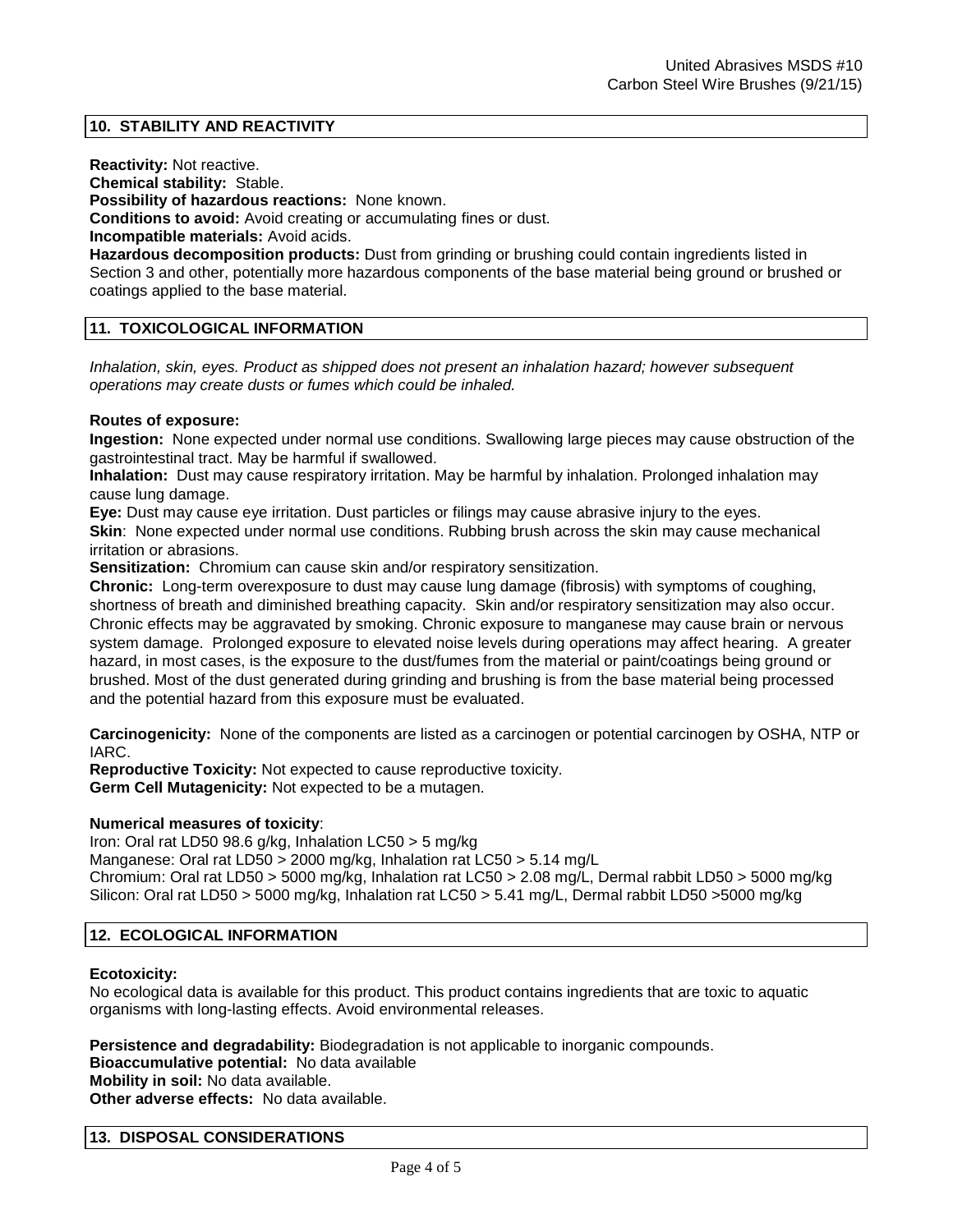## 10. STABILITY AND REACTIVITY

**Reactivity:** Not reactive.
**Chemical stability:** Stable.
**Possibility of hazardous reactions:** None known.
**Conditions to avoid:** Avoid creating or accumulating fines or dust.
**Incompatible materials:** Avoid acids.
**Hazardous decomposition products:** Dust from grinding or brushing could contain ingredients listed in Section 3 and other, potentially more hazardous components of the base material being ground or brushed or coatings applied to the base material.

## 11. TOXICOLOGICAL INFORMATION

*Inhalation, skin, eyes. Product as shipped does not present an inhalation hazard; however subsequent operations may create dusts or fumes which could be inhaled.*

**Routes of exposure:**
**Ingestion:** None expected under normal use conditions. Swallowing large pieces may cause obstruction of the gastrointestinal tract. May be harmful if swallowed.
**Inhalation:** Dust may cause respiratory irritation. May be harmful by inhalation. Prolonged inhalation may cause lung damage.
**Eye:** Dust may cause eye irritation. Dust particles or filings may cause abrasive injury to the eyes.
**Skin**: None expected under normal use conditions. Rubbing brush across the skin may cause mechanical irritation or abrasions.
**Sensitization:** Chromium can cause skin and/or respiratory sensitization.
**Chronic:** Long-term overexposure to dust may cause lung damage (fibrosis) with symptoms of coughing, shortness of breath and diminished breathing capacity. Skin and/or respiratory sensitization may also occur. Chronic effects may be aggravated by smoking. Chronic exposure to manganese may cause brain or nervous system damage. Prolonged exposure to elevated noise levels during operations may affect hearing. A greater hazard, in most cases, is the exposure to the dust/fumes from the material or paint/coatings being ground or brushed. Most of the dust generated during grinding and brushing is from the base material being processed and the potential hazard from this exposure must be evaluated.

**Carcinogenicity:** None of the components are listed as a carcinogen or potential carcinogen by OSHA, NTP or IARC.
**Reproductive Toxicity:** Not expected to cause reproductive toxicity.
**Germ Cell Mutagenicity:** Not expected to be a mutagen.

**Numerical measures of toxicity**:
Iron: Oral rat LD50 98.6 g/kg, Inhalation LC50 > 5 mg/kg
Manganese: Oral rat LD50 > 2000 mg/kg, Inhalation rat LC50 > 5.14 mg/L
Chromium: Oral rat LD50 > 5000 mg/kg, Inhalation rat LC50 > 2.08 mg/L, Dermal rabbit LD50 > 5000 mg/kg
Silicon: Oral rat LD50 > 5000 mg/kg, Inhalation rat LC50 > 5.41 mg/L, Dermal rabbit LD50 >5000 mg/kg

## 12. ECOLOGICAL INFORMATION

**Ecotoxicity:**
No ecological data is available for this product. This product contains ingredients that are toxic to aquatic organisms with long-lasting effects. Avoid environmental releases.

**Persistence and degradability:** Biodegradation is not applicable to inorganic compounds.
**Bioaccumulative potential:** No data available
**Mobility in soil:** No data available.
**Other adverse effects:** No data available.

## 13. DISPOSAL CONSIDERATIONS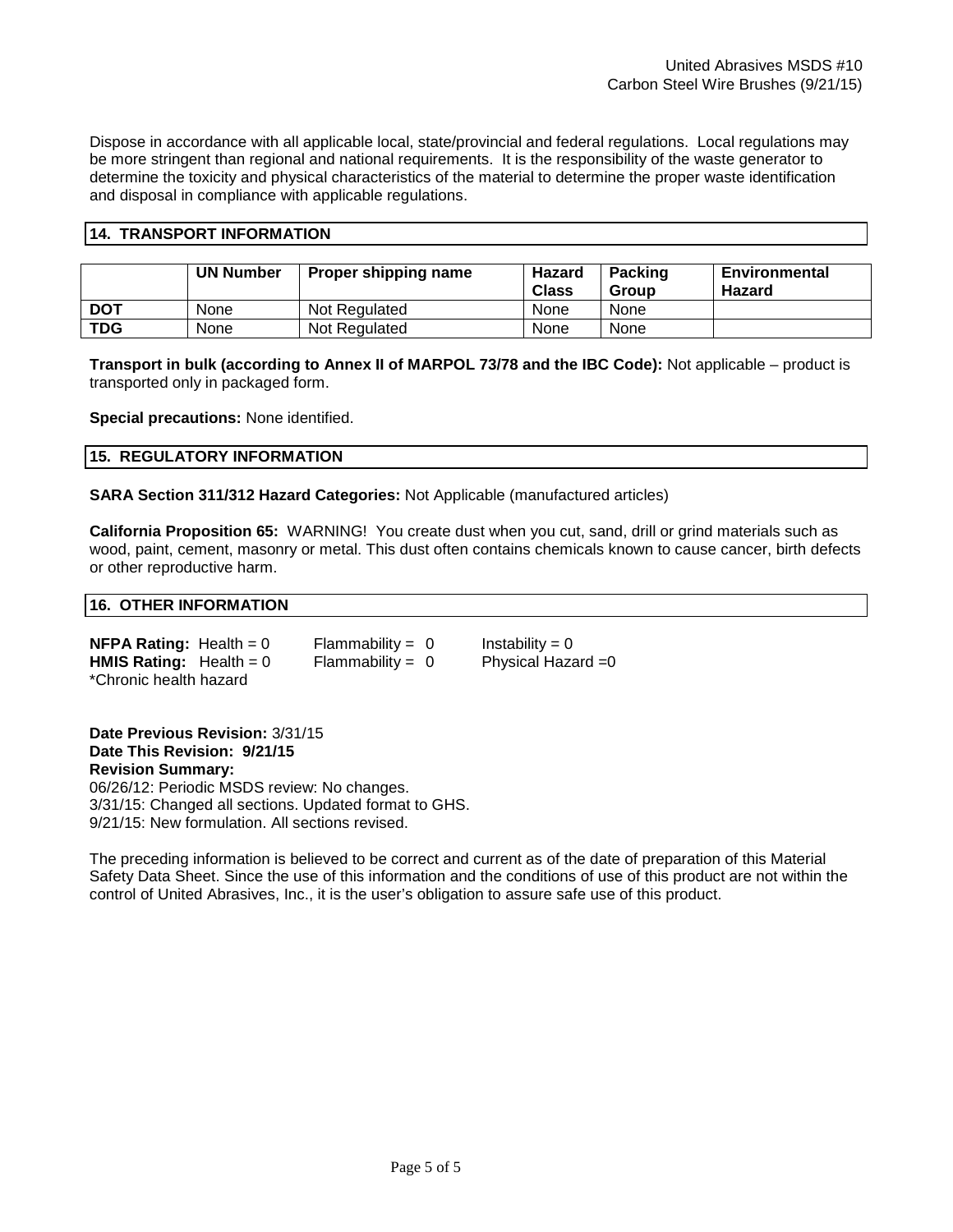Dispose in accordance with all applicable local, state/provincial and federal regulations. Local regulations may be more stringent than regional and national requirements. It is the responsibility of the waste generator to determine the toxicity and physical characteristics of the material to determine the proper waste identification and disposal in compliance with applicable regulations.

## 14. TRANSPORT INFORMATION

| | UN Number | Proper shipping name | Hazard Class | Packing Group | Environmental Hazard |
|---|---|---|---|---|---|
| **DOT** | None | Not Regulated | None | None | |
| **TDG** | None | Not Regulated | None | None | |

**Transport in bulk (according to Annex II of MARPOL 73/78 and the IBC Code):** Not applicable – product is transported only in packaged form.

**Special precautions:** None identified.

## 15. REGULATORY INFORMATION

**SARA Section 311/312 Hazard Categories:** Not Applicable (manufactured articles)

**California Proposition 65:** WARNING! You create dust when you cut, sand, drill or grind materials such as wood, paint, cement, masonry or metal. This dust often contains chemicals known to cause cancer, birth defects or other reproductive harm.

## 16. OTHER INFORMATION

**NFPA Rating:** Health = 0 Flammability = 0 Instability = 0
**HMIS Rating:** Health = 0 Flammability = 0 Physical Hazard =0
*Chronic health hazard

**Date Previous Revision:** 3/31/15
**Date This Revision: 9/21/15**
**Revision Summary:**
06/26/12: Periodic MSDS review: No changes.
3/31/15: Changed all sections. Updated format to GHS.
9/21/15: New formulation. All sections revised.

The preceding information is believed to be correct and current as of the date of preparation of this Material Safety Data Sheet. Since the use of this information and the conditions of use of this product are not within the control of United Abrasives, Inc., it is the user's obligation to assure safe use of this product.